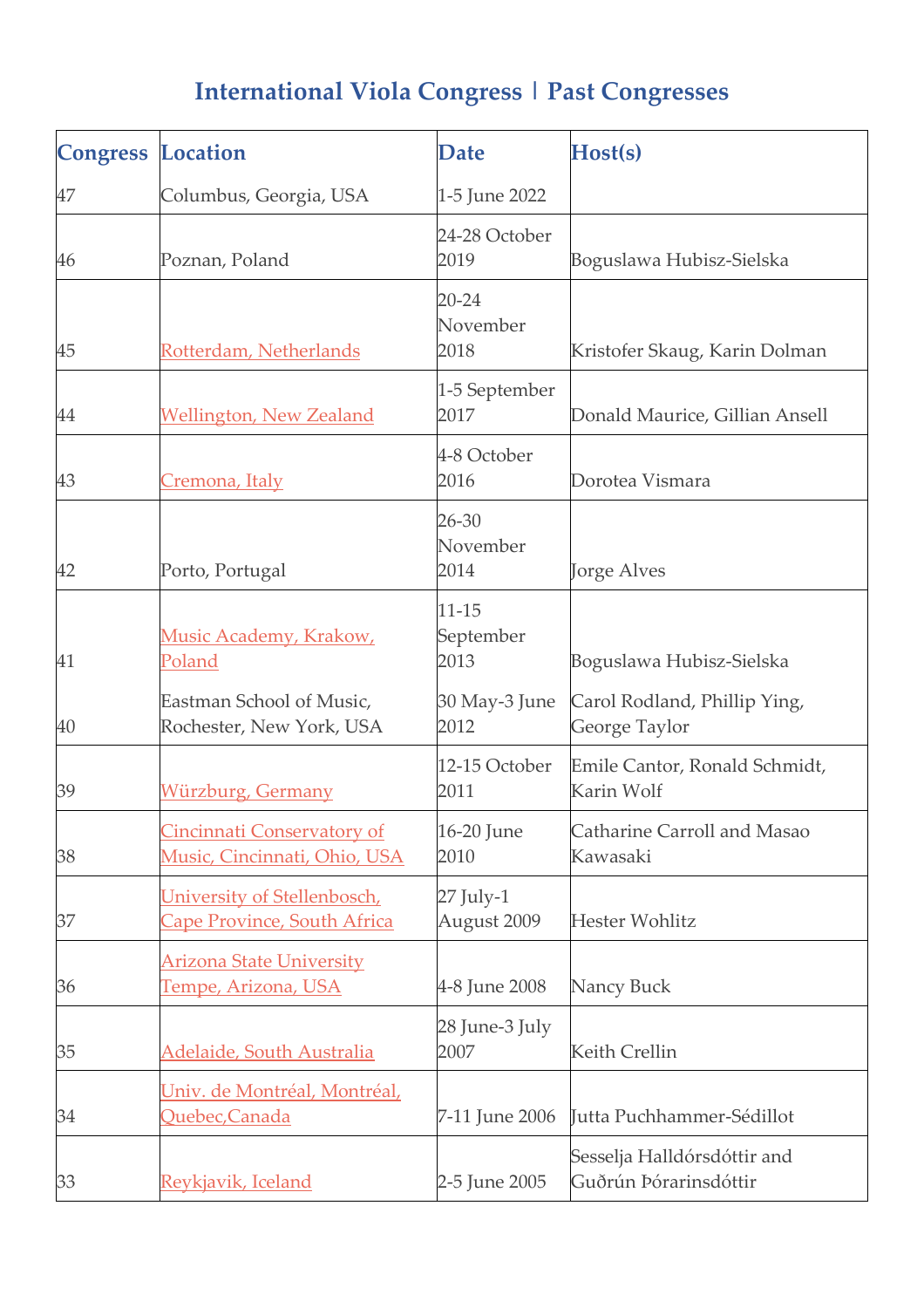# International Viola Congress | Past Congresses

| Congress | Location | Date | Host(s) |
|---|---|---|---|
| 47 | Columbus, Georgia, USA | 1-5 June 2022 | |
| 46 | Poznan, Poland | 24-28 October 2019 | Boguslawa Hubisz-Sielska |
| 45 | Rotterdam, Netherlands | 20-24 November 2018 | Kristofer Skaug, Karin Dolman |
| 44 | Wellington, New Zealand | 1-5 September 2017 | Donald Maurice, Gillian Ansell |
| 43 | Cremona, Italy | 4-8 October 2016 | Dorotea Vismara |
| 42 | Porto, Portugal | 26-30 November 2014 | Jorge Alves |
| 41 | Music Academy, Krakow, Poland | 11-15 September 2013 | Boguslawa Hubisz-Sielska |
| 40 | Eastman School of Music, Rochester, New York, USA | 30 May-3 June 2012 | Carol Rodland, Phillip Ying, George Taylor |
| 39 | Würzburg, Germany | 12-15 October 2011 | Emile Cantor, Ronald Schmidt, Karin Wolf |
| 38 | Cincinnati Conservatory of Music, Cincinnati, Ohio, USA | 16-20 June 2010 | Catharine Carroll and Masao Kawasaki |
| 37 | University of Stellenbosch, Cape Province, South Africa | 27 July-1 August 2009 | Hester Wohlitz |
| 36 | Arizona State University Tempe, Arizona, USA | 4-8 June 2008 | Nancy Buck |
| 35 | Adelaide, South Australia | 28 June-3 July 2007 | Keith Crellin |
| 34 | Univ. de Montréal, Montréal, Quebec,Canada | 7-11 June 2006 | Jutta Puchhammer-Sédillot |
| 33 | Reykjavik, Iceland | 2-5 June 2005 | Sesselja Halldórsdóttir and Guðrún Þórarinsdóttir |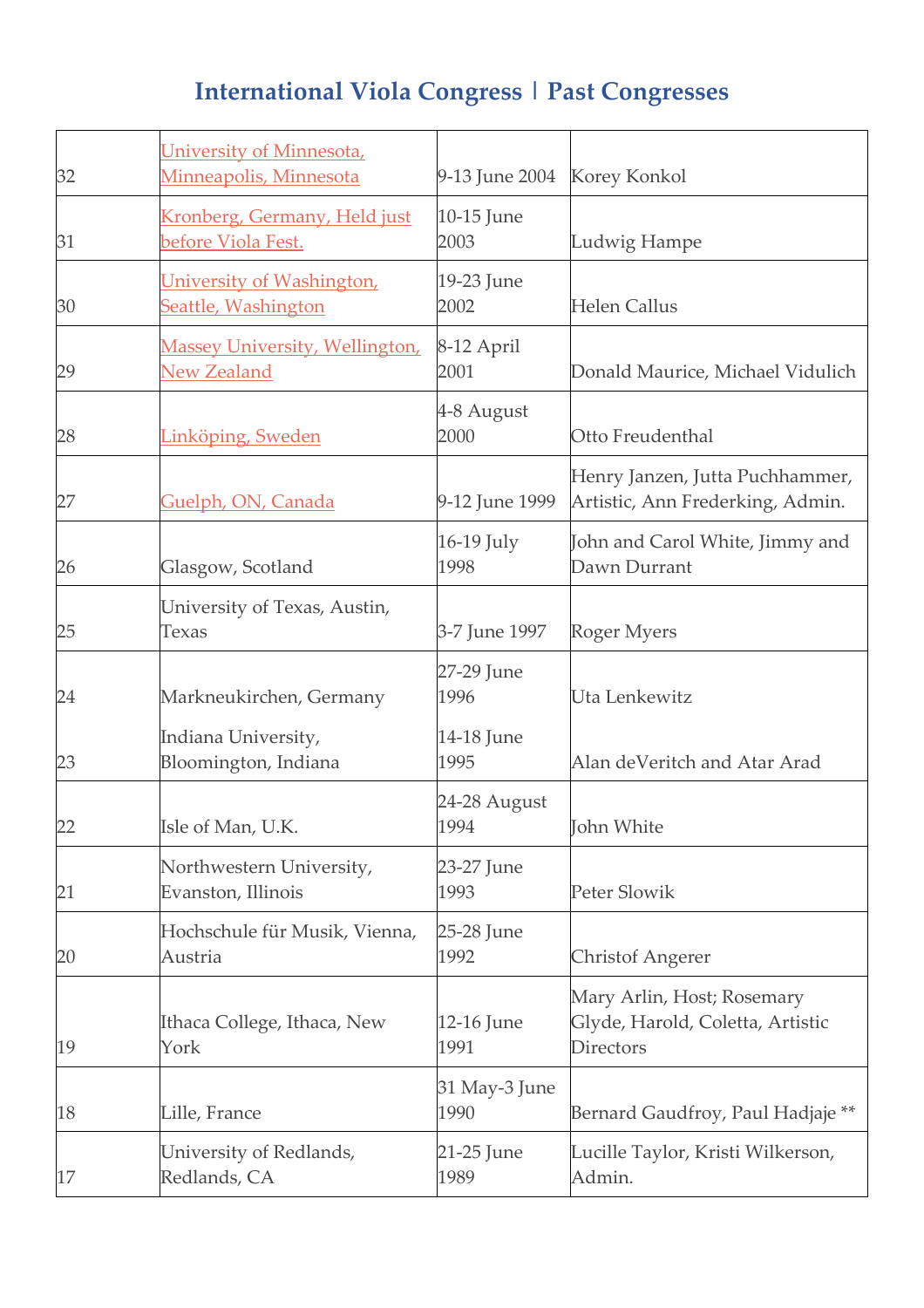## International Viola Congress | Past Congresses

| | | | |
|---|---|---|---|
| 32 | University of Minnesota, Minneapolis, Minnesota | 9-13 June 2004 | Korey Konkol |
| 31 | Kronberg, Germany, Held just before Viola Fest. | 10-15 June 2003 | Ludwig Hampe |
| 30 | University of Washington, Seattle, Washington | 19-23 June 2002 | Helen Callus |
| 29 | Massey University, Wellington, New Zealand | 8-12 April 2001 | Donald Maurice, Michael Vidulich |
| 28 | Linköping, Sweden | 4-8 August 2000 | Otto Freudenthal |
| 27 | Guelph, ON, Canada | 9-12 June 1999 | Henry Janzen, Jutta Puchhammer, Artistic, Ann Frederking, Admin. |
| 26 | Glasgow, Scotland | 16-19 July 1998 | John and Carol White, Jimmy and Dawn Durrant |
| 25 | University of Texas, Austin, Texas | 3-7 June 1997 | Roger Myers |
| 24 | Markneukirchen, Germany | 27-29 June 1996 | Uta Lenkewitz |
| 23 | Indiana University, Bloomington, Indiana | 14-18 June 1995 | Alan deVeritch and Atar Arad |
| 22 | Isle of Man, U.K. | 24-28 August 1994 | John White |
| 21 | Northwestern University, Evanston, Illinois | 23-27 June 1993 | Peter Slowik |
| 20 | Hochschule für Musik, Vienna, Austria | 25-28 June 1992 | Christof Angerer |
| 19 | Ithaca College, Ithaca, New York | 12-16 June 1991 | Mary Arlin, Host; Rosemary Glyde, Harold, Coletta, Artistic Directors |
| 18 | Lille, France | 31 May-3 June 1990 | Bernard Gaudfroy, Paul Hadjaje ** |
| 17 | University of Redlands, Redlands, CA | 21-25 June 1989 | Lucille Taylor, Kristi Wilkerson, Admin. |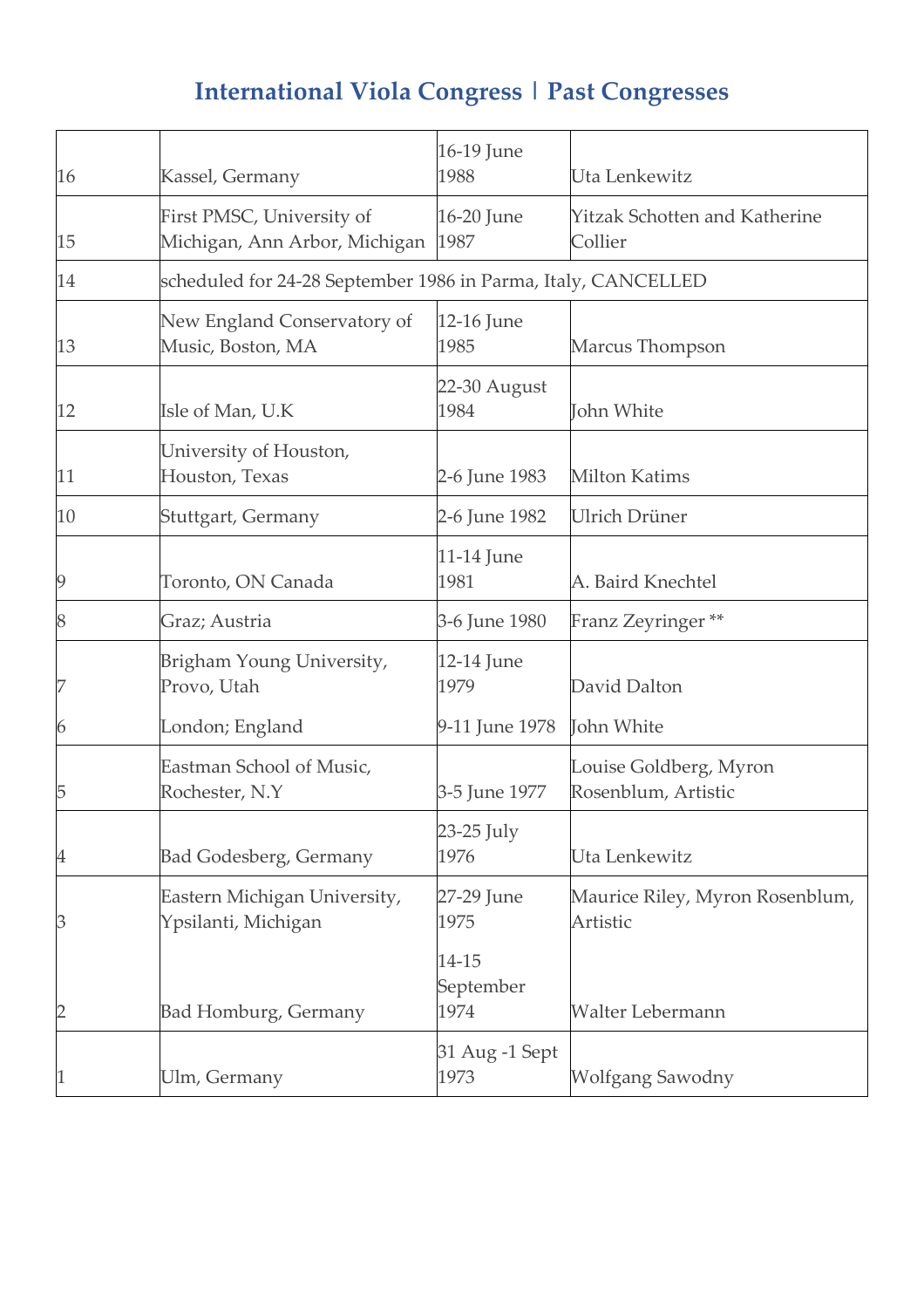# International Viola Congress | Past Congresses

| | | | |
|---|---|---|---|
| 16 | Kassel, Germany | 16-19 June 1988 | Uta Lenkewitz |
| 15 | First PMSC, University of Michigan, Ann Arbor, Michigan | 16-20 June 1987 | Yitzak Schotten and Katherine Collier |
| 14 | scheduled for 24-28 September 1986 in Parma, Italy, CANCELLED | | |
| 13 | New England Conservatory of Music, Boston, MA | 12-16 June 1985 | Marcus Thompson |
| 12 | Isle of Man, U.K | 22-30 August 1984 | John White |
| 11 | University of Houston, Houston, Texas | 2-6 June 1983 | Milton Katims |
| 10 | Stuttgart, Germany | 2-6 June 1982 | Ulrich Drüner |
| 9 | Toronto, ON Canada | 11-14 June 1981 | A. Baird Knechtel |
| 8 | Graz; Austria | 3-6 June 1980 | Franz Zeyringer ** |
| 7 | Brigham Young University, Provo, Utah | 12-14 June 1979 | David Dalton |
| 6 | London; England | 9-11 June 1978 | John White |
| 5 | Eastman School of Music, Rochester, N.Y | 3-5 June 1977 | Louise Goldberg, Myron Rosenblum, Artistic |
| 4 | Bad Godesberg, Germany | 23-25 July 1976 | Uta Lenkewitz |
| 3 | Eastern Michigan University, Ypsilanti, Michigan | 27-29 June 1975 | Maurice Riley, Myron Rosenblum, Artistic |
| 2 | Bad Homburg, Germany | 14-15 September 1974 | Walter Lebermann |
| 1 | Ulm, Germany | 31 Aug -1 Sept 1973 | Wolfgang Sawodny |